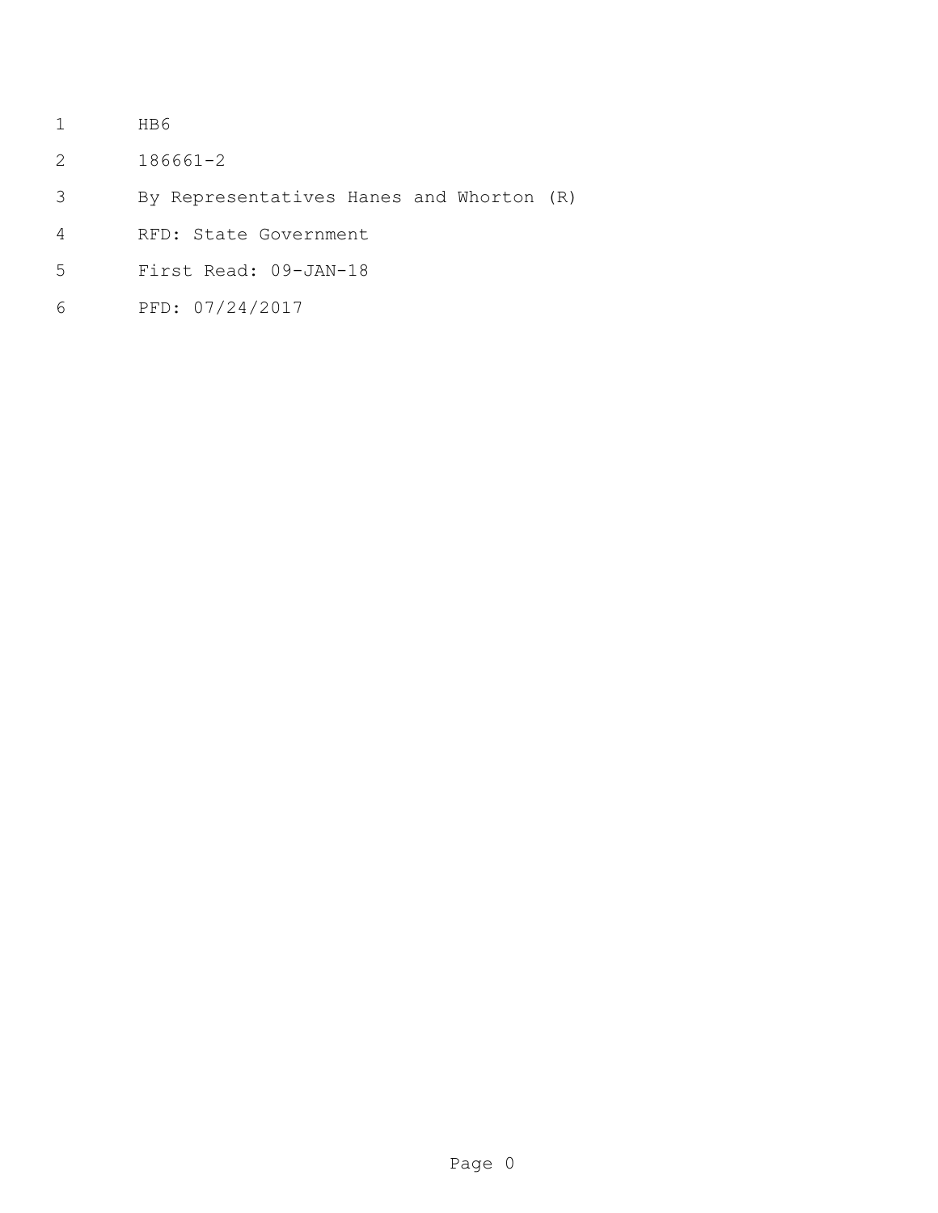HB6

186661-2

By Representatives Hanes and Whorton (R)

RFD: State Government

First Read: 09-JAN-18

PFD: 07/24/2017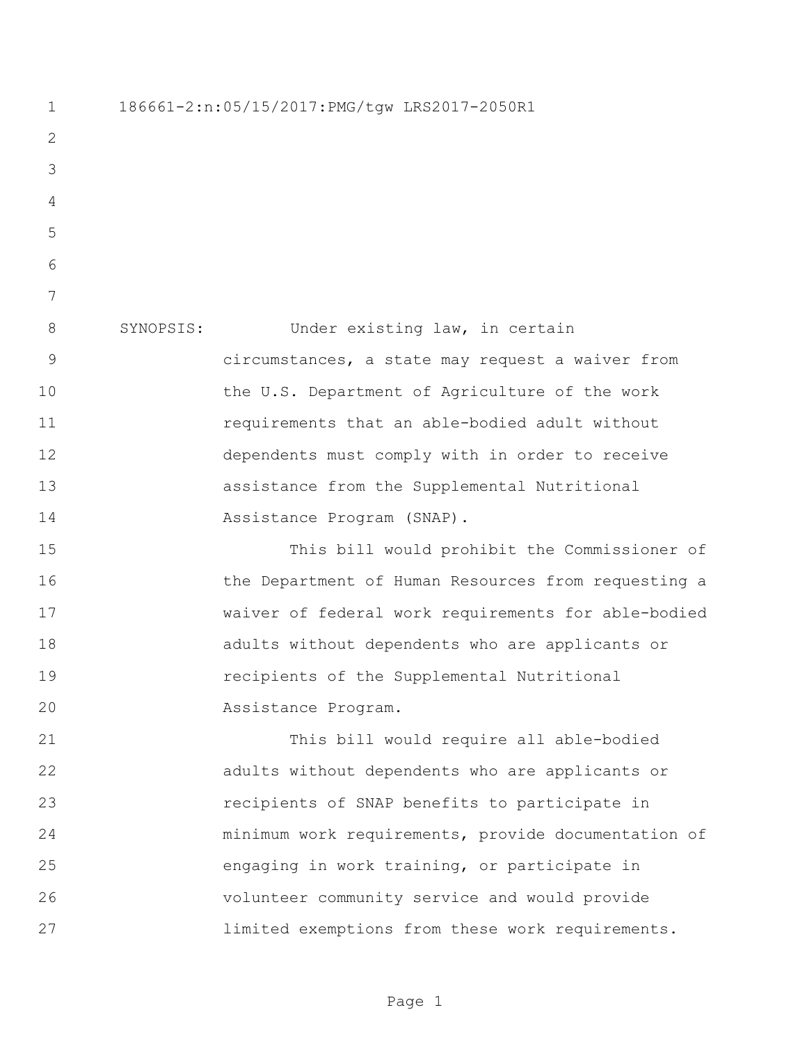186661-2:n:05/15/2017:PMG/tgw LRS2017-2050R1

SYNOPSIS: Under existing law, in certain circumstances, a state may request a waiver from the U.S. Department of Agriculture of the work requirements that an able-bodied adult without dependents must comply with in order to receive assistance from the Supplemental Nutritional Assistance Program (SNAP).

This bill would prohibit the Commissioner of the Department of Human Resources from requesting a waiver of federal work requirements for able-bodied adults without dependents who are applicants or recipients of the Supplemental Nutritional Assistance Program.

This bill would require all able-bodied adults without dependents who are applicants or recipients of SNAP benefits to participate in minimum work requirements, provide documentation of engaging in work training, or participate in volunteer community service and would provide limited exemptions from these work requirements.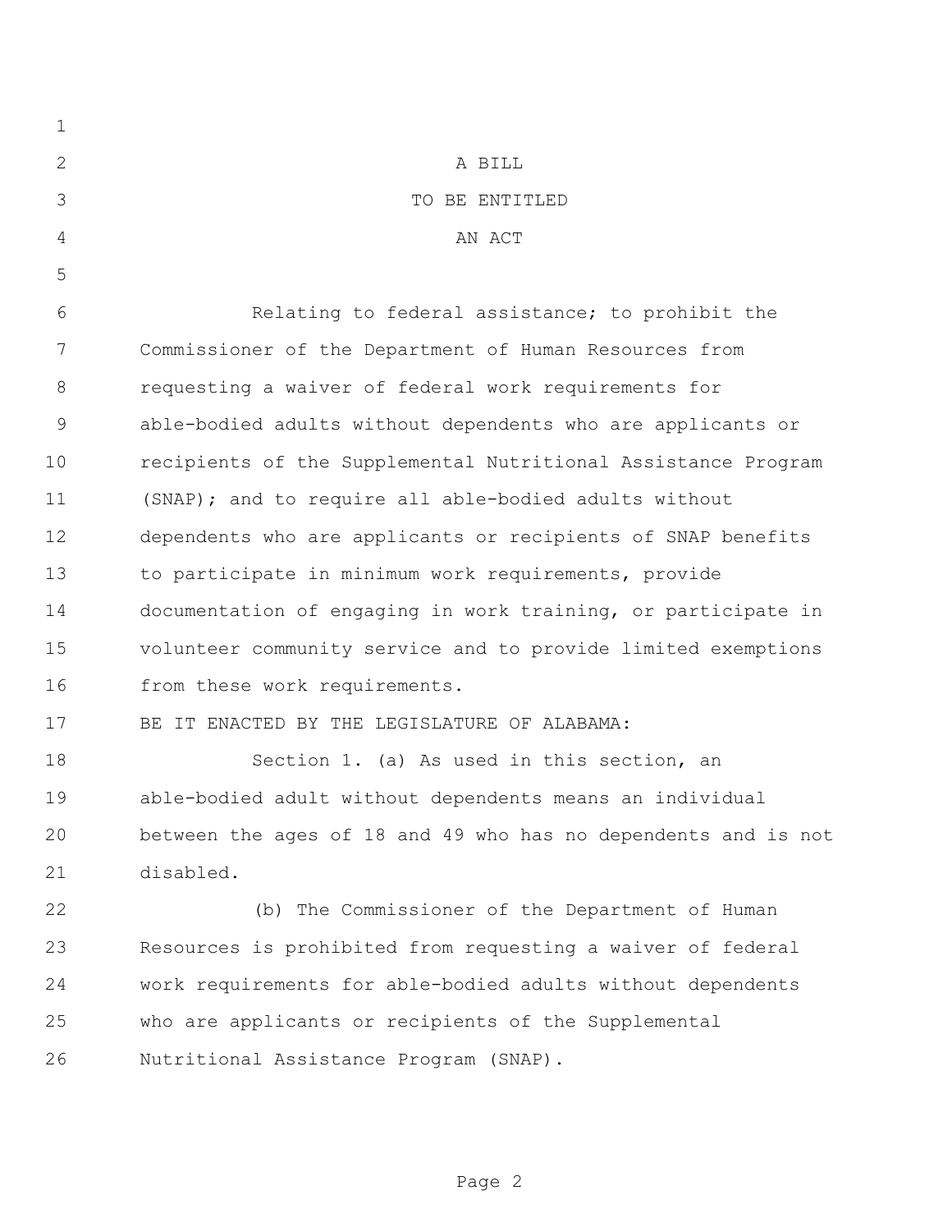A BILL

TO BE ENTITLED

AN ACT

Relating to federal assistance; to prohibit the Commissioner of the Department of Human Resources from requesting a waiver of federal work requirements for able-bodied adults without dependents who are applicants or recipients of the Supplemental Nutritional Assistance Program (SNAP); and to require all able-bodied adults without dependents who are applicants or recipients of SNAP benefits to participate in minimum work requirements, provide documentation of engaging in work training, or participate in volunteer community service and to provide limited exemptions from these work requirements.

BE IT ENACTED BY THE LEGISLATURE OF ALABAMA:

Section 1. (a) As used in this section, an able-bodied adult without dependents means an individual between the ages of 18 and 49 who has no dependents and is not disabled.

(b) The Commissioner of the Department of Human Resources is prohibited from requesting a waiver of federal work requirements for able-bodied adults without dependents who are applicants or recipients of the Supplemental Nutritional Assistance Program (SNAP).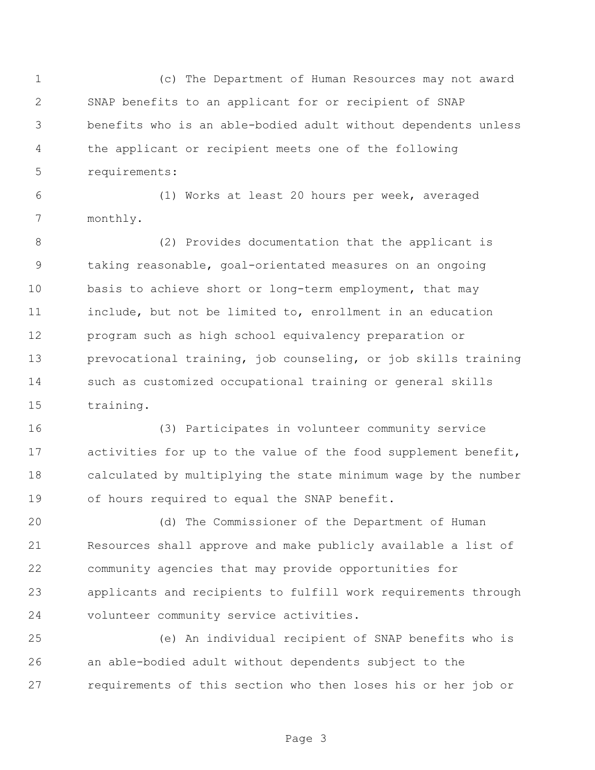(c) The Department of Human Resources may not award SNAP benefits to an applicant for or recipient of SNAP benefits who is an able-bodied adult without dependents unless the applicant or recipient meets one of the following requirements:

(1) Works at least 20 hours per week, averaged monthly.

(2) Provides documentation that the applicant is taking reasonable, goal-orientated measures on an ongoing basis to achieve short or long-term employment, that may include, but not be limited to, enrollment in an education program such as high school equivalency preparation or prevocational training, job counseling, or job skills training such as customized occupational training or general skills training.

(3) Participates in volunteer community service activities for up to the value of the food supplement benefit, calculated by multiplying the state minimum wage by the number of hours required to equal the SNAP benefit.

(d) The Commissioner of the Department of Human Resources shall approve and make publicly available a list of community agencies that may provide opportunities for applicants and recipients to fulfill work requirements through volunteer community service activities.

(e) An individual recipient of SNAP benefits who is an able-bodied adult without dependents subject to the requirements of this section who then loses his or her job or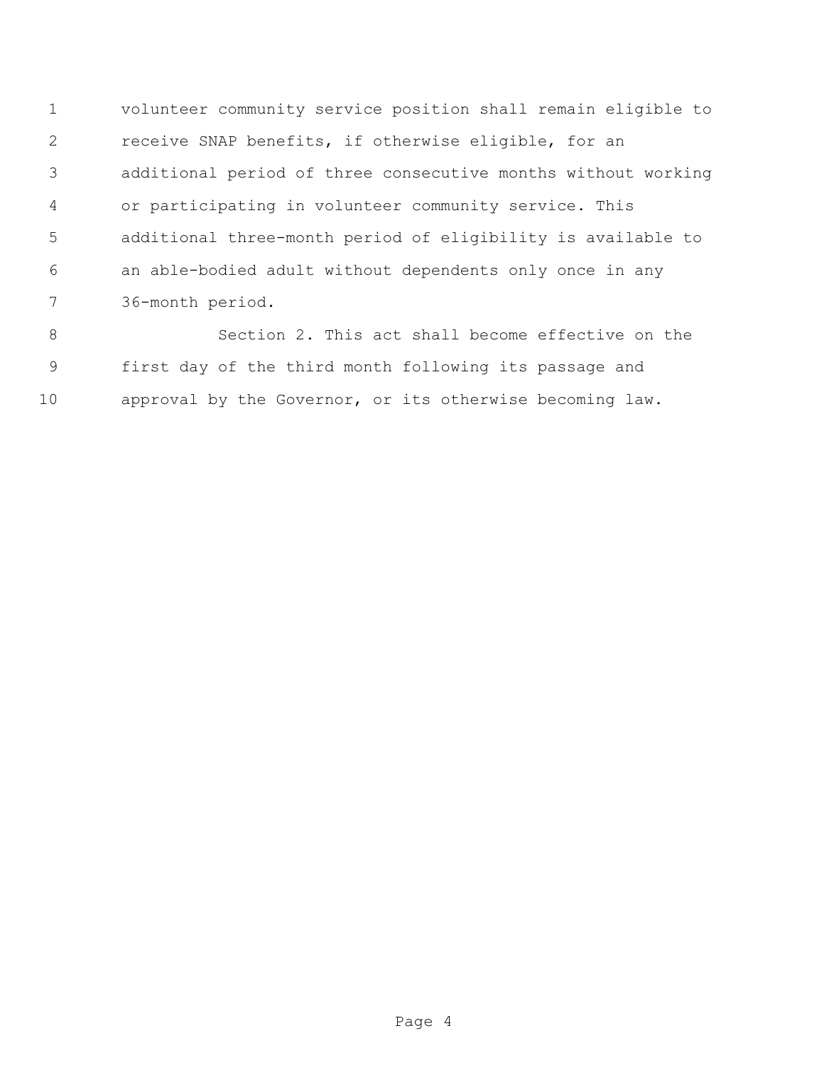volunteer community service position shall remain eligible to receive SNAP benefits, if otherwise eligible, for an additional period of three consecutive months without working or participating in volunteer community service. This additional three-month period of eligibility is available to an able-bodied adult without dependents only once in any 36-month period.

Section 2. This act shall become effective on the first day of the third month following its passage and approval by the Governor, or its otherwise becoming law.